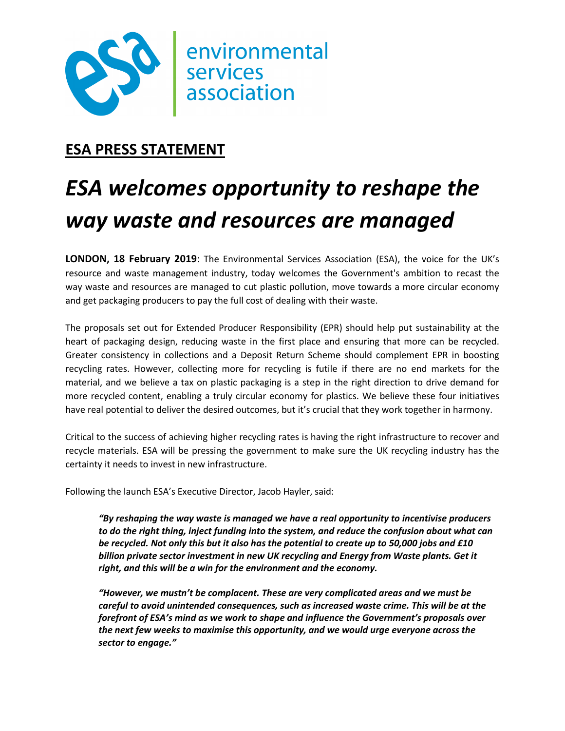environmental services association

**ESA PRESS STATEMENT**

# *ESA welcomes opportunity to reshape the way waste and resources are managed*

**LONDON, 18 February 2019**: The Environmental Services Association (ESA), the voice for the UK's resource and waste management industry, today welcomes the Government's ambition to recast the way waste and resources are managed to cut plastic pollution, move towards a more circular economy and get packaging producers to pay the full cost of dealing with their waste.

The proposals set out for Extended Producer Responsibility (EPR) should help put sustainability at the heart of packaging design, reducing waste in the first place and ensuring that more can be recycled. Greater consistency in collections and a Deposit Return Scheme should complement EPR in boosting recycling rates. However, collecting more for recycling is futile if there are no end markets for the material, and we believe a tax on plastic packaging is a step in the right direction to drive demand for more recycled content, enabling a truly circular economy for plastics. We believe these four initiatives have real potential to deliver the desired outcomes, but it's crucial that they work together in harmony.

Critical to the success of achieving higher recycling rates is having the right infrastructure to recover and recycle materials. ESA will be pressing the government to make sure the UK recycling industry has the certainty it needs to invest in new infrastructure.

Following the launch ESA's Executive Director, Jacob Hayler, said:

> ***"By reshaping the way waste is managed we have a real opportunity to incentivise producers to do the right thing, inject funding into the system, and reduce the confusion about what can be recycled. Not only this but it also has the potential to create up to 50,000 jobs and £10 billion private sector investment in new UK recycling and Energy from Waste plants. Get it right, and this will be a win for the environment and the economy.***
>
> ***"However, we mustn't be complacent. These are very complicated areas and we must be careful to avoid unintended consequences, such as increased waste crime. This will be at the forefront of ESA's mind as we work to shape and influence the Government's proposals over the next few weeks to maximise this opportunity, and we would urge everyone across the sector to engage."***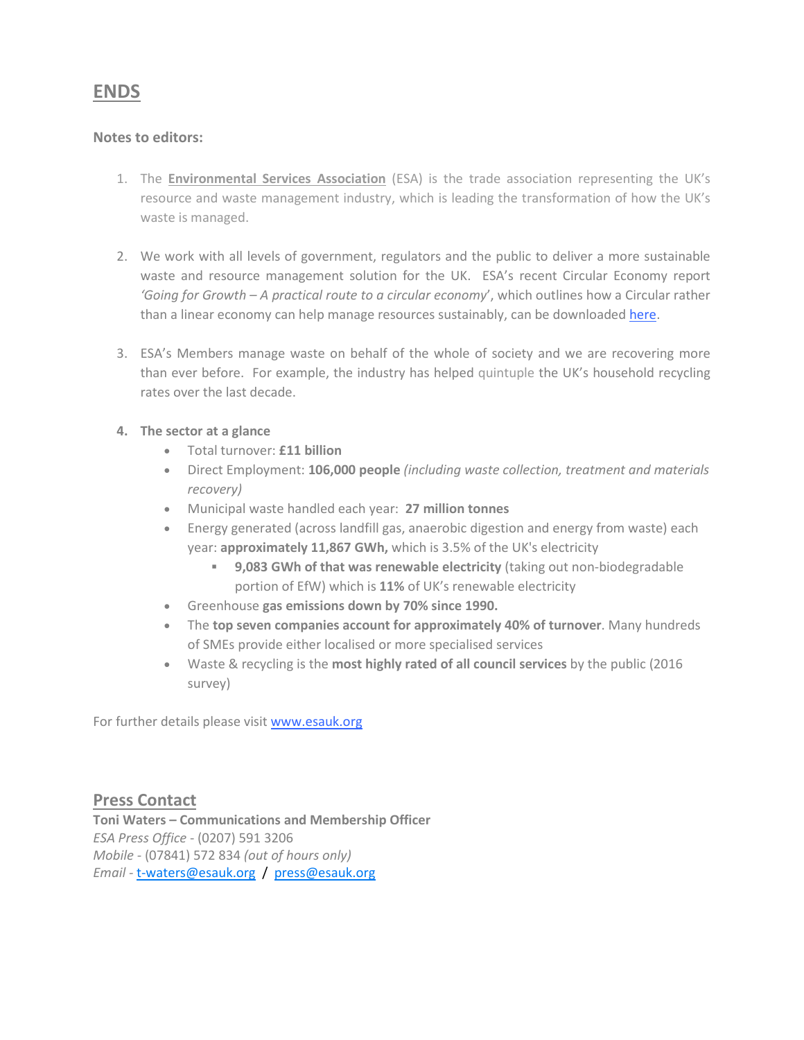## ENDS

**Notes to editors:**

1. The **Environmental Services Association** (ESA) is the trade association representing the UK's resource and waste management industry, which is leading the transformation of how the UK's waste is managed.

2. We work with all levels of government, regulators and the public to deliver a more sustainable waste and resource management solution for the UK. ESA's recent Circular Economy report *'Going for Growth – A practical route to a circular economy'*, which outlines how a Circular rather than a linear economy can help manage resources sustainably, can be downloaded here.

3. ESA's Members manage waste on behalf of the whole of society and we are recovering more than ever before. For example, the industry has helped quintuple the UK's household recycling rates over the last decade.

4. **The sector at a glance**
   - Total turnover: **£11 billion**
   - Direct Employment: **106,000 people** *(including waste collection, treatment and materials recovery)*
   - Municipal waste handled each year: **27 million tonnes**
   - Energy generated (across landfill gas, anaerobic digestion and energy from waste) each year: **approximately 11,867 GWh,** which is 3.5% of the UK's electricity
     - **9,083 GWh of that was renewable electricity** (taking out non-biodegradable portion of EfW) which is **11%** of UK's renewable electricity
   - Greenhouse **gas emissions down by 70% since 1990.**
   - The **top seven companies account for approximately 40% of turnover**. Many hundreds of SMEs provide either localised or more specialised services
   - Waste & recycling is the **most highly rated of all council services** by the public (2016 survey)

For further details please visit www.esauk.org

## Press Contact

**Toni Waters – Communications and Membership Officer**
*ESA Press Office* - (0207) 591 3206
*Mobile* - (07841) 572 834 *(out of hours only)*
*Email* - t-waters@esauk.org / press@esauk.org